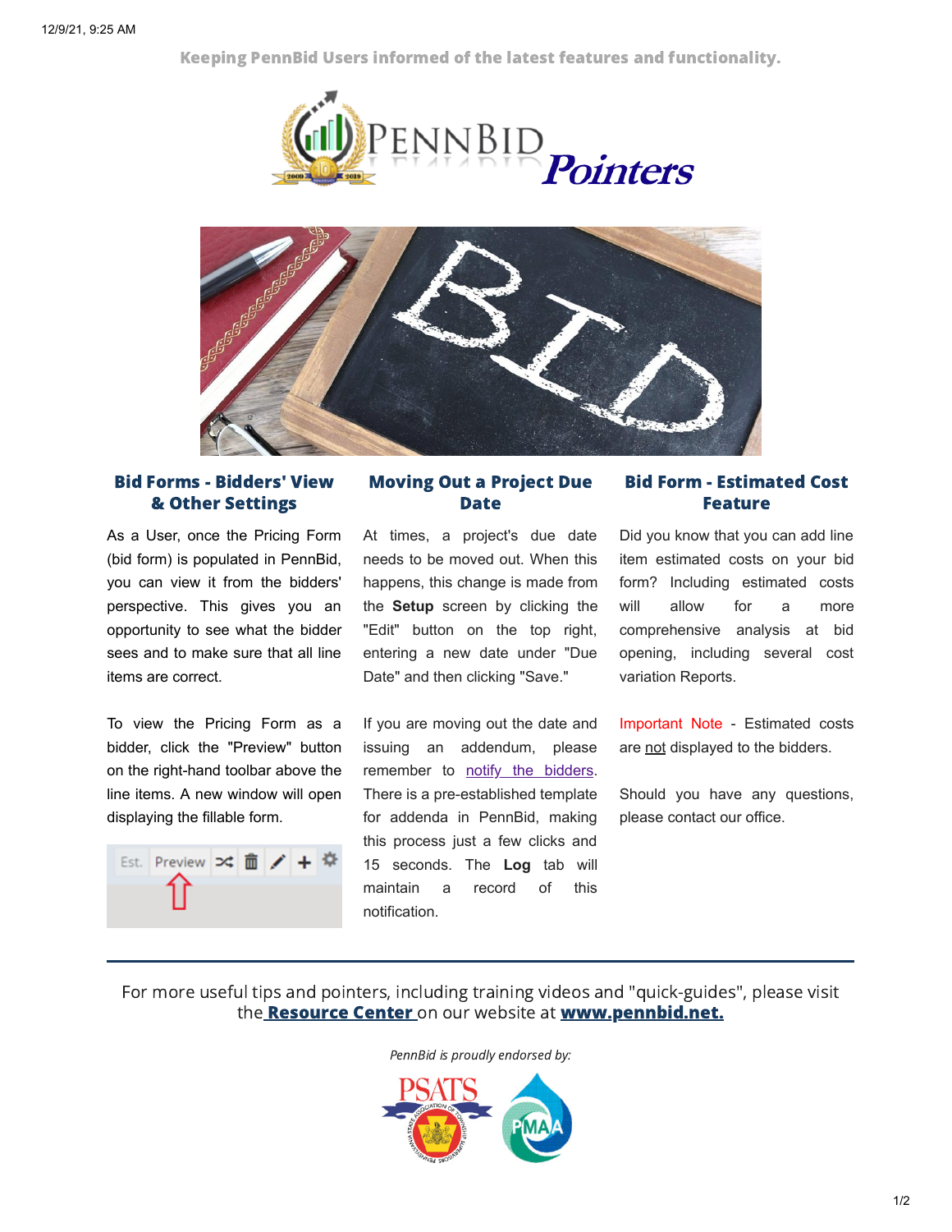Keeping PennBid Users informed of the latest features and functionality.

# PENNBID Pointers

## Bid Forms - Bidders' View & Other Settings

As a User, once the Pricing Form (bid form) is populated in PennBid, you can view it from the bidders' perspective. This gives you an opportunity to see what the bidder sees and to make sure that all line items are correct.

To view the Pricing Form as a bidder, click the "Preview" button on the right-hand toolbar above the line items. A new window will open displaying the fillable form.

## Moving Out a Project Due Date

At times, a project's due date needs to be moved out. When this happens, this change is made from the **Setup** screen by clicking the "Edit" button on the top right, entering a new date under "Due Date" and then clicking "Save."

If you are moving out the date and issuing an addendum, please remember to notify the bidders. There is a pre-established template for addenda in PennBid, making this process just a few clicks and 15 seconds. The **Log** tab will maintain a record of this notification.

## Bid Form - Estimated Cost Feature

Did you know that you can add line item estimated costs on your bid form? Including estimated costs will allow for a more comprehensive analysis at bid opening, including several cost variation Reports.

Important Note - Estimated costs are not displayed to the bidders.

Should you have any questions, please contact our office.

---

For more useful tips and pointers, including training videos and "quick-guides", please visit the **Resource Center** on our website at **www.pennbid.net.**

*PennBid is proudly endorsed by:*

PSATS PMAA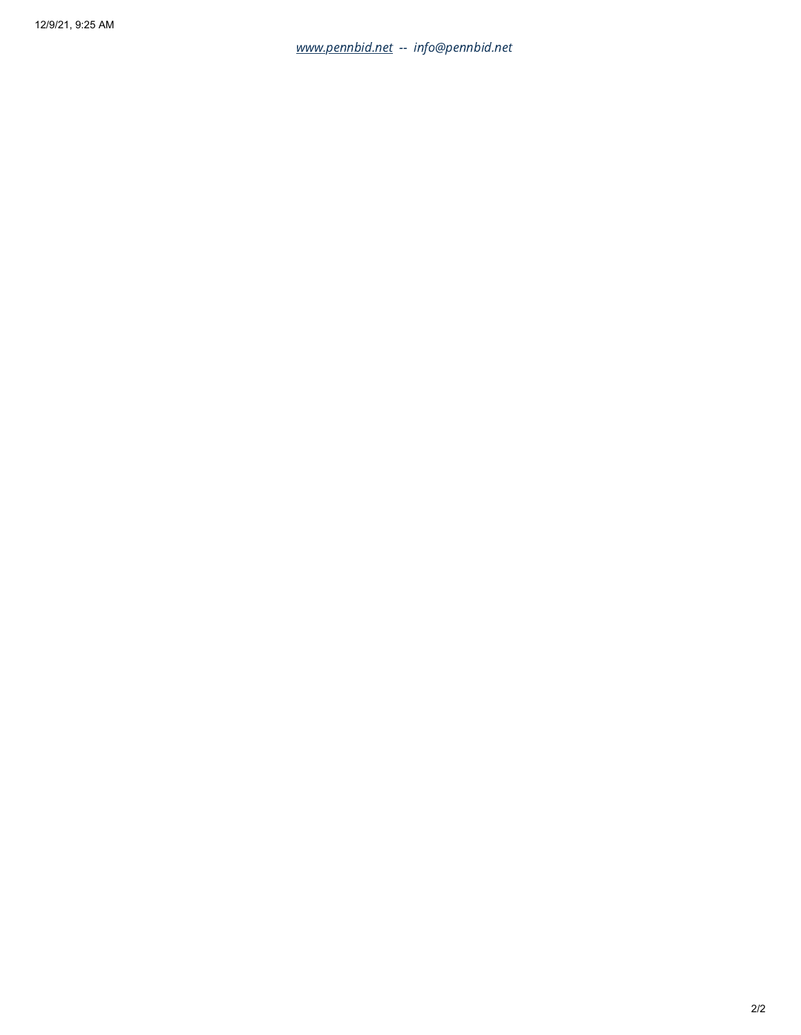*www.pennbid.net -- info@pennbid.net*